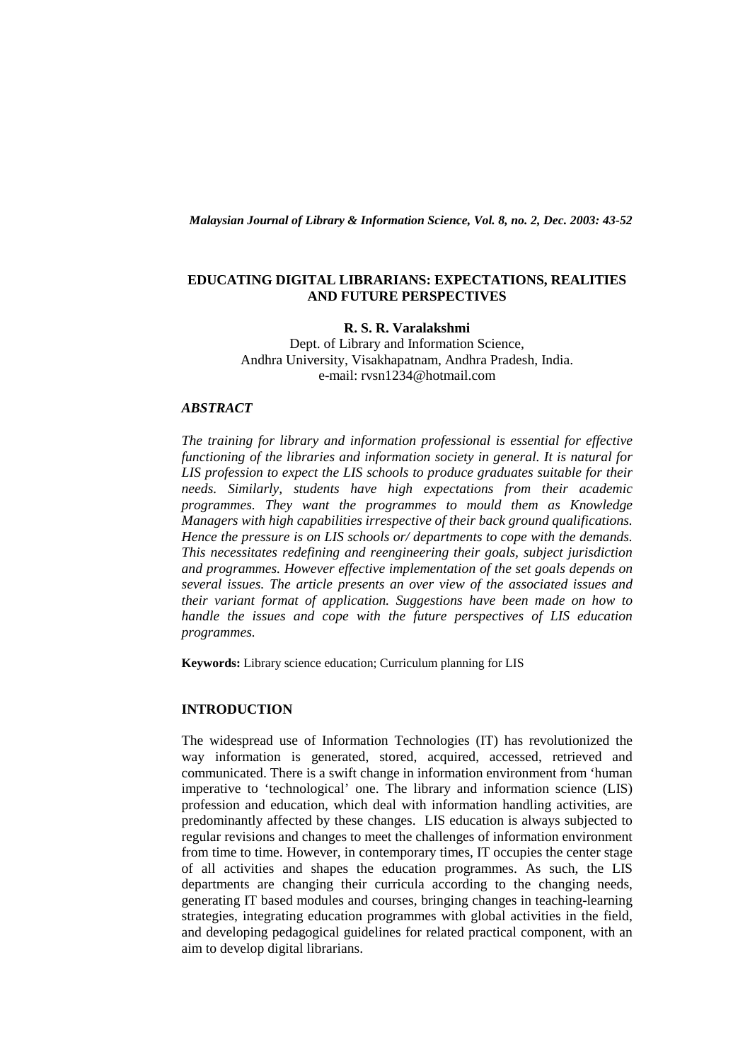# EDUCATING DIGITAL LIBRARIANS: EXPECTATIONS, REALITIES AND FUTURE PERSPECTIVES

**R. S. R. Varalakshmi**
Dept. of Library and Information Science,
Andhra University, Visakhapatnam, Andhra Pradesh, India.
e-mail: rvsn1234@hotmail.com

## *ABSTRACT*

*The training for library and information professional is essential for effective functioning of the libraries and information society in general. It is natural for LIS profession to expect the LIS schools to produce graduates suitable for their needs. Similarly, students have high expectations from their academic programmes. They want the programmes to mould them as Knowledge Managers with high capabilities irrespective of their back ground qualifications. Hence the pressure is on LIS schools or/ departments to cope with the demands. This necessitates redefining and reengineering their goals, subject jurisdiction and programmes. However effective implementation of the set goals depends on several issues. The article presents an over view of the associated issues and their variant format of application. Suggestions have been made on how to handle the issues and cope with the future perspectives of LIS education programmes.*

**Keywords:** Library science education; Curriculum planning for LIS

## INTRODUCTION

The widespread use of Information Technologies (IT) has revolutionized the way information is generated, stored, acquired, accessed, retrieved and communicated. There is a swift change in information environment from 'human imperative to 'technological' one. The library and information science (LIS) profession and education, which deal with information handling activities, are predominantly affected by these changes. LIS education is always subjected to regular revisions and changes to meet the challenges of information environment from time to time. However, in contemporary times, IT occupies the center stage of all activities and shapes the education programmes. As such, the LIS departments are changing their curricula according to the changing needs, generating IT based modules and courses, bringing changes in teaching-learning strategies, integrating education programmes with global activities in the field, and developing pedagogical guidelines for related practical component, with an aim to develop digital librarians.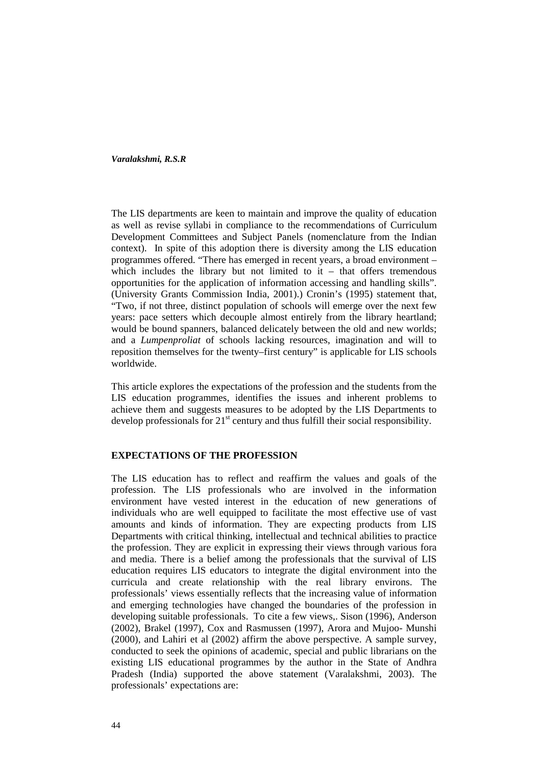The LIS departments are keen to maintain and improve the quality of education as well as revise syllabi in compliance to the recommendations of Curriculum Development Committees and Subject Panels (nomenclature from the Indian context). In spite of this adoption there is diversity among the LIS education programmes offered. "There has emerged in recent years, a broad environment – which includes the library but not limited to it – that offers tremendous opportunities for the application of information accessing and handling skills". (University Grants Commission India, 2001).) Cronin's (1995) statement that, "Two, if not three, distinct population of schools will emerge over the next few years: pace setters which decouple almost entirely from the library heartland; would be bound spanners, balanced delicately between the old and new worlds; and a *Lumpenproliat* of schools lacking resources, imagination and will to reposition themselves for the twenty–first century" is applicable for LIS schools worldwide.

This article explores the expectations of the profession and the students from the LIS education programmes, identifies the issues and inherent problems to achieve them and suggests measures to be adopted by the LIS Departments to develop professionals for 21st century and thus fulfill their social responsibility.

## EXPECTATIONS OF THE PROFESSION

The LIS education has to reflect and reaffirm the values and goals of the profession. The LIS professionals who are involved in the information environment have vested interest in the education of new generations of individuals who are well equipped to facilitate the most effective use of vast amounts and kinds of information. They are expecting products from LIS Departments with critical thinking, intellectual and technical abilities to practice the profession. They are explicit in expressing their views through various fora and media. There is a belief among the professionals that the survival of LIS education requires LIS educators to integrate the digital environment into the curricula and create relationship with the real library environs. The professionals' views essentially reflects that the increasing value of information and emerging technologies have changed the boundaries of the profession in developing suitable professionals. To cite a few views,. Sison (1996), Anderson (2002), Brakel (1997), Cox and Rasmussen (1997), Arora and Mujoo- Munshi (2000), and Lahiri et al (2002) affirm the above perspective. A sample survey, conducted to seek the opinions of academic, special and public librarians on the existing LIS educational programmes by the author in the State of Andhra Pradesh (India) supported the above statement (Varalakshmi, 2003). The professionals' expectations are: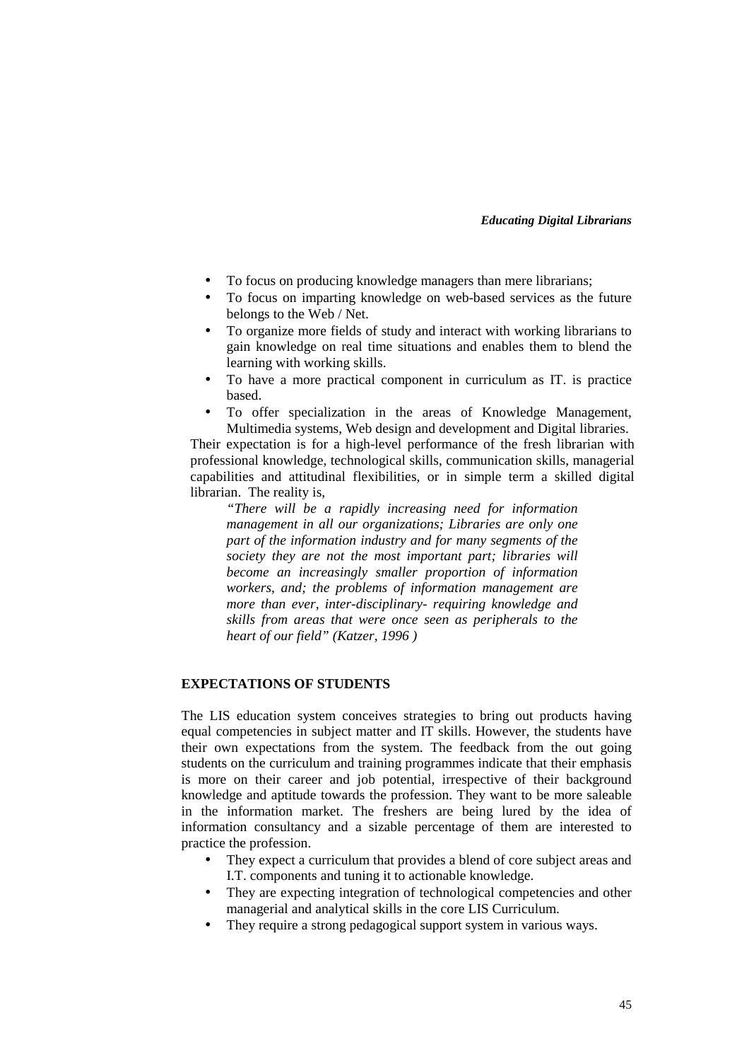- To focus on producing knowledge managers than mere librarians;
- To focus on imparting knowledge on web-based services as the future belongs to the Web / Net.
- To organize more fields of study and interact with working librarians to gain knowledge on real time situations and enables them to blend the learning with working skills.
- To have a more practical component in curriculum as IT. is practice based.
- To offer specialization in the areas of Knowledge Management, Multimedia systems, Web design and development and Digital libraries.

Their expectation is for a high-level performance of the fresh librarian with professional knowledge, technological skills, communication skills, managerial capabilities and attitudinal flexibilities, or in simple term a skilled digital librarian. The reality is,

> *"There will be a rapidly increasing need for information management in all our organizations; Libraries are only one part of the information industry and for many segments of the society they are not the most important part; libraries will become an increasingly smaller proportion of information workers, and; the problems of information management are more than ever, inter-disciplinary- requiring knowledge and skills from areas that were once seen as peripherals to the heart of our field" (Katzer, 1996 )*

## EXPECTATIONS OF STUDENTS

The LIS education system conceives strategies to bring out products having equal competencies in subject matter and IT skills. However, the students have their own expectations from the system. The feedback from the out going students on the curriculum and training programmes indicate that their emphasis is more on their career and job potential, irrespective of their background knowledge and aptitude towards the profession. They want to be more saleable in the information market. The freshers are being lured by the idea of information consultancy and a sizable percentage of them are interested to practice the profession.

- They expect a curriculum that provides a blend of core subject areas and I.T. components and tuning it to actionable knowledge.
- They are expecting integration of technological competencies and other managerial and analytical skills in the core LIS Curriculum.
- They require a strong pedagogical support system in various ways.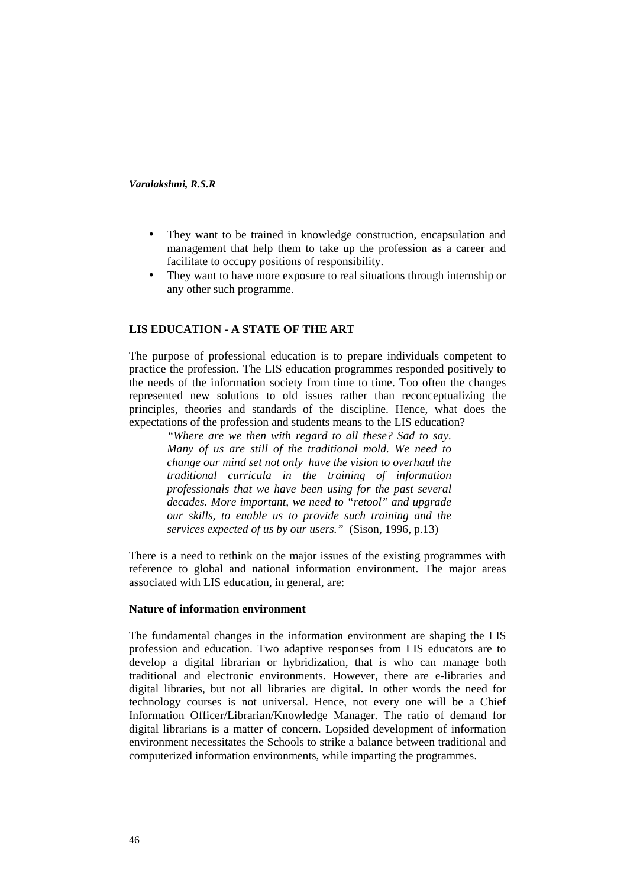- They want to be trained in knowledge construction, encapsulation and management that help them to take up the profession as a career and facilitate to occupy positions of responsibility.
- They want to have more exposure to real situations through internship or any other such programme.

## LIS EDUCATION - A STATE OF THE ART

The purpose of professional education is to prepare individuals competent to practice the profession. The LIS education programmes responded positively to the needs of the information society from time to time. Too often the changes represented new solutions to old issues rather than reconceptualizing the principles, theories and standards of the discipline. Hence, what does the expectations of the profession and students means to the LIS education?

> *"Where are we then with regard to all these? Sad to say. Many of us are still of the traditional mold. We need to change our mind set not only have the vision to overhaul the traditional curricula in the training of information professionals that we have been using for the past several decades. More important, we need to "retool" and upgrade our skills, to enable us to provide such training and the services expected of us by our users."* (Sison, 1996, p.13)

There is a need to rethink on the major issues of the existing programmes with reference to global and national information environment. The major areas associated with LIS education, in general, are:

### Nature of information environment

The fundamental changes in the information environment are shaping the LIS profession and education. Two adaptive responses from LIS educators are to develop a digital librarian or hybridization, that is who can manage both traditional and electronic environments. However, there are e-libraries and digital libraries, but not all libraries are digital. In other words the need for technology courses is not universal. Hence, not every one will be a Chief Information Officer/Librarian/Knowledge Manager. The ratio of demand for digital librarians is a matter of concern. Lopsided development of information environment necessitates the Schools to strike a balance between traditional and computerized information environments, while imparting the programmes.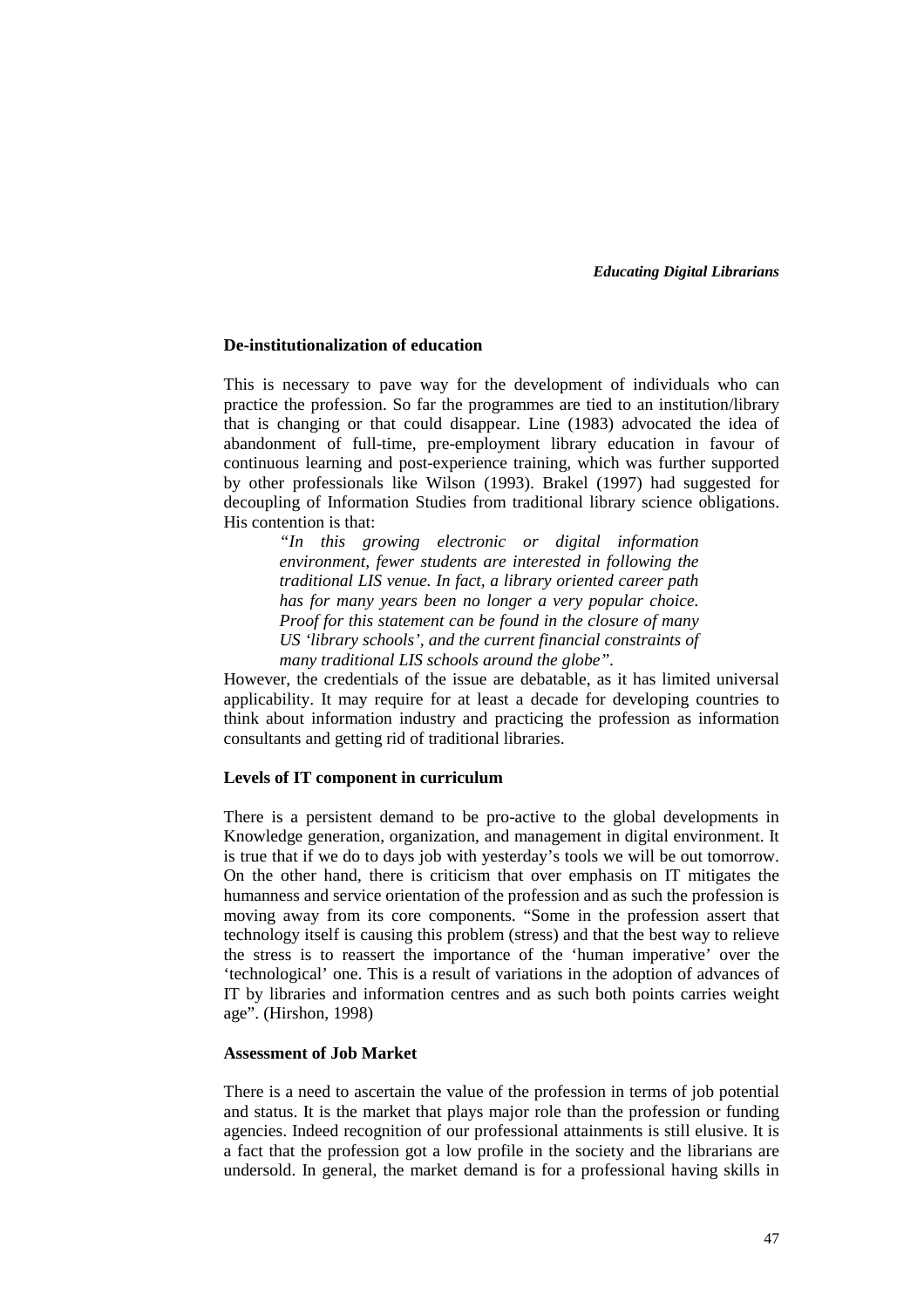### De-institutionalization of education

This is necessary to pave way for the development of individuals who can practice the profession. So far the programmes are tied to an institution/library that is changing or that could disappear. Line (1983) advocated the idea of abandonment of full-time, pre-employment library education in favour of continuous learning and post-experience training, which was further supported by other professionals like Wilson (1993). Brakel (1997) had suggested for decoupling of Information Studies from traditional library science obligations. His contention is that:

> *"In this growing electronic or digital information environment, fewer students are interested in following the traditional LIS venue. In fact, a library oriented career path has for many years been no longer a very popular choice. Proof for this statement can be found in the closure of many US 'library schools', and the current financial constraints of many traditional LIS schools around the globe".*

However, the credentials of the issue are debatable, as it has limited universal applicability. It may require for at least a decade for developing countries to think about information industry and practicing the profession as information consultants and getting rid of traditional libraries.

### Levels of IT component in curriculum

There is a persistent demand to be pro-active to the global developments in Knowledge generation, organization, and management in digital environment. It is true that if we do to days job with yesterday's tools we will be out tomorrow. On the other hand, there is criticism that over emphasis on IT mitigates the humanness and service orientation of the profession and as such the profession is moving away from its core components. "Some in the profession assert that technology itself is causing this problem (stress) and that the best way to relieve the stress is to reassert the importance of the 'human imperative' over the 'technological' one. This is a result of variations in the adoption of advances of IT by libraries and information centres and as such both points carries weight age". (Hirshon, 1998)

### Assessment of Job Market

There is a need to ascertain the value of the profession in terms of job potential and status. It is the market that plays major role than the profession or funding agencies. Indeed recognition of our professional attainments is still elusive. It is a fact that the profession got a low profile in the society and the librarians are undersold. In general, the market demand is for a professional having skills in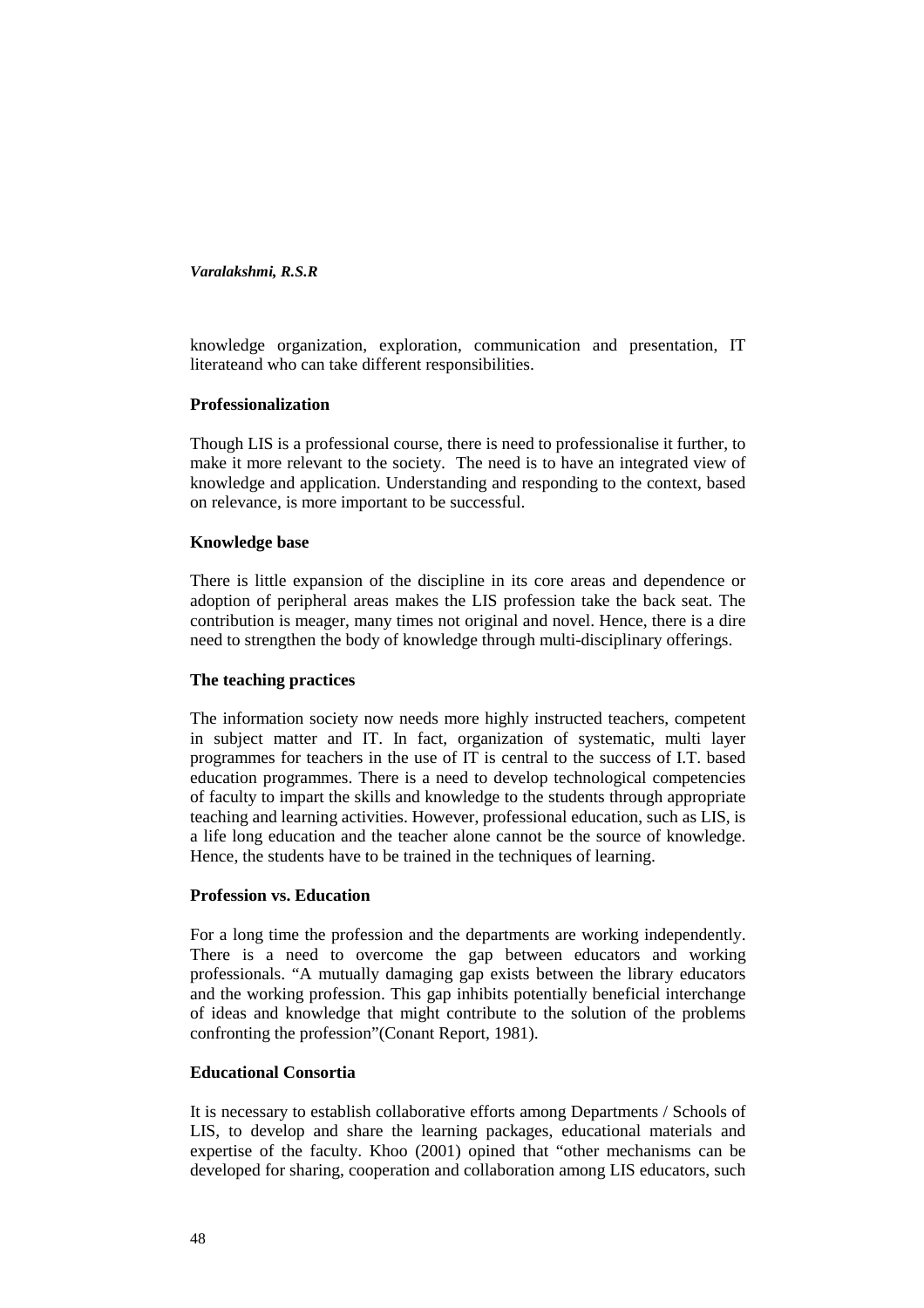knowledge organization, exploration, communication and presentation, IT literateand who can take different responsibilities.

**Professionalization**

Though LIS is a professional course, there is need to professionalise it further, to make it more relevant to the society. The need is to have an integrated view of knowledge and application. Understanding and responding to the context, based on relevance, is more important to be successful.

**Knowledge base**

There is little expansion of the discipline in its core areas and dependence or adoption of peripheral areas makes the LIS profession take the back seat. The contribution is meager, many times not original and novel. Hence, there is a dire need to strengthen the body of knowledge through multi-disciplinary offerings.

**The teaching practices**

The information society now needs more highly instructed teachers, competent in subject matter and IT. In fact, organization of systematic, multi layer programmes for teachers in the use of IT is central to the success of I.T. based education programmes. There is a need to develop technological competencies of faculty to impart the skills and knowledge to the students through appropriate teaching and learning activities. However, professional education, such as LIS, is a life long education and the teacher alone cannot be the source of knowledge. Hence, the students have to be trained in the techniques of learning.

**Profession vs. Education**

For a long time the profession and the departments are working independently. There is a need to overcome the gap between educators and working professionals. "A mutually damaging gap exists between the library educators and the working profession. This gap inhibits potentially beneficial interchange of ideas and knowledge that might contribute to the solution of the problems confronting the profession"(Conant Report, 1981).

**Educational Consortia**

It is necessary to establish collaborative efforts among Departments / Schools of LIS, to develop and share the learning packages, educational materials and expertise of the faculty. Khoo (2001) opined that "other mechanisms can be developed for sharing, cooperation and collaboration among LIS educators, such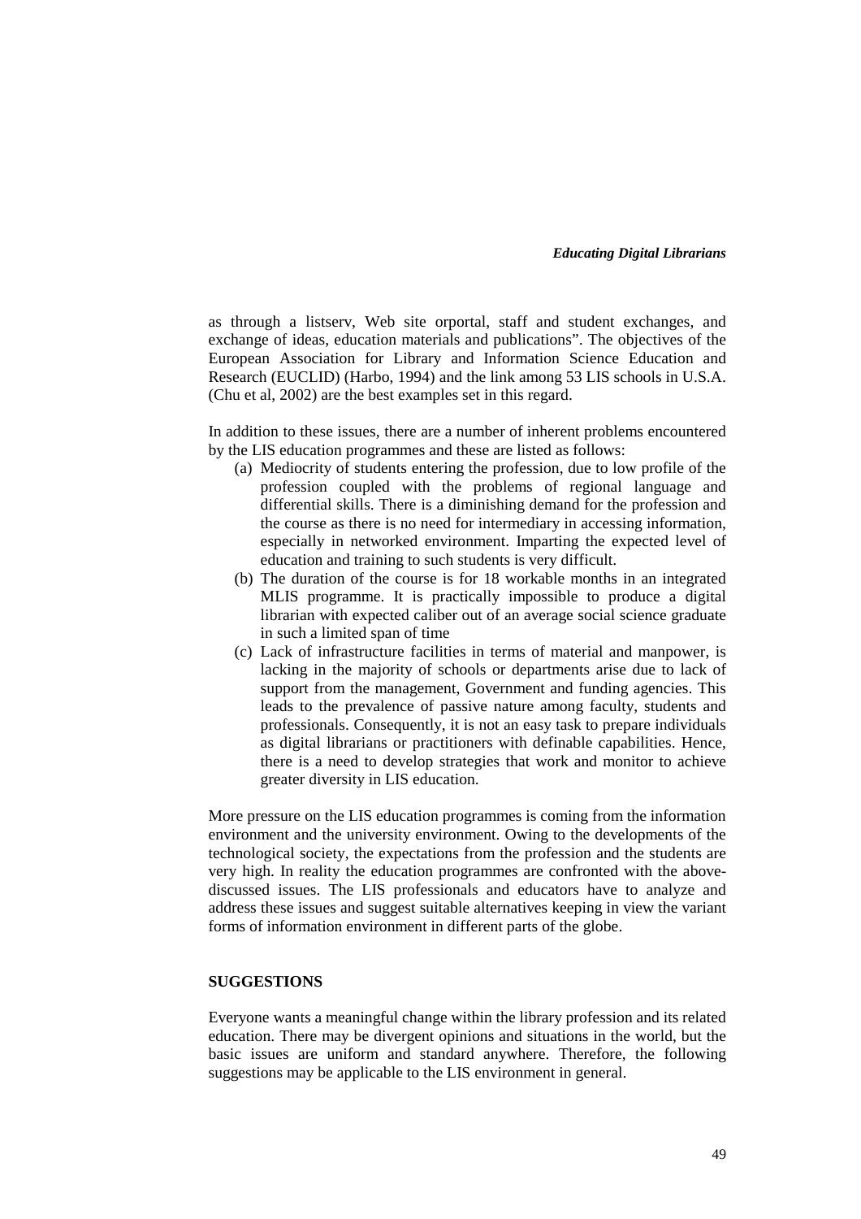as through a listserv, Web site orportal, staff and student exchanges, and exchange of ideas, education materials and publications". The objectives of the European Association for Library and Information Science Education and Research (EUCLID) (Harbo, 1994) and the link among 53 LIS schools in U.S.A. (Chu et al, 2002) are the best examples set in this regard.

In addition to these issues, there are a number of inherent problems encountered by the LIS education programmes and these are listed as follows:

(a) Mediocrity of students entering the profession, due to low profile of the profession coupled with the problems of regional language and differential skills. There is a diminishing demand for the profession and the course as there is no need for intermediary in accessing information, especially in networked environment. Imparting the expected level of education and training to such students is very difficult.

(b) The duration of the course is for 18 workable months in an integrated MLIS programme. It is practically impossible to produce a digital librarian with expected caliber out of an average social science graduate in such a limited span of time

(c) Lack of infrastructure facilities in terms of material and manpower, is lacking in the majority of schools or departments arise due to lack of support from the management, Government and funding agencies. This leads to the prevalence of passive nature among faculty, students and professionals. Consequently, it is not an easy task to prepare individuals as digital librarians or practitioners with definable capabilities. Hence, there is a need to develop strategies that work and monitor to achieve greater diversity in LIS education.

More pressure on the LIS education programmes is coming from the information environment and the university environment. Owing to the developments of the technological society, the expectations from the profession and the students are very high. In reality the education programmes are confronted with the above-discussed issues. The LIS professionals and educators have to analyze and address these issues and suggest suitable alternatives keeping in view the variant forms of information environment in different parts of the globe.

## SUGGESTIONS

Everyone wants a meaningful change within the library profession and its related education. There may be divergent opinions and situations in the world, but the basic issues are uniform and standard anywhere. Therefore, the following suggestions may be applicable to the LIS environment in general.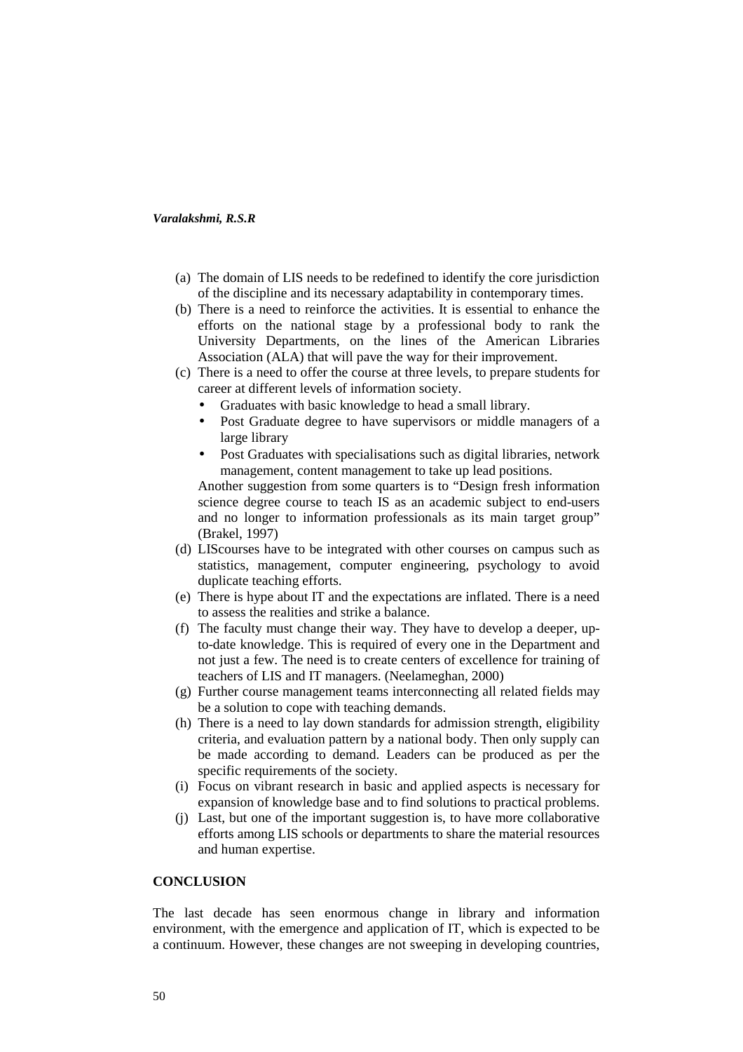(a) The domain of LIS needs to be redefined to identify the core jurisdiction of the discipline and its necessary adaptability in contemporary times.

(b) There is a need to reinforce the activities. It is essential to enhance the efforts on the national stage by a professional body to rank the University Departments, on the lines of the American Libraries Association (ALA) that will pave the way for their improvement.

(c) There is a need to offer the course at three levels, to prepare students for career at different levels of information society.

- Graduates with basic knowledge to head a small library.
- Post Graduate degree to have supervisors or middle managers of a large library
- Post Graduates with specialisations such as digital libraries, network management, content management to take up lead positions.

Another suggestion from some quarters is to "Design fresh information science degree course to teach IS as an academic subject to end-users and no longer to information professionals as its main target group" (Brakel, 1997)

(d) LIScourses have to be integrated with other courses on campus such as statistics, management, computer engineering, psychology to avoid duplicate teaching efforts.

(e) There is hype about IT and the expectations are inflated. There is a need to assess the realities and strike a balance.

(f) The faculty must change their way. They have to develop a deeper, up-to-date knowledge. This is required of every one in the Department and not just a few. The need is to create centers of excellence for training of teachers of LIS and IT managers. (Neelameghan, 2000)

(g) Further course management teams interconnecting all related fields may be a solution to cope with teaching demands.

(h) There is a need to lay down standards for admission strength, eligibility criteria, and evaluation pattern by a national body. Then only supply can be made according to demand. Leaders can be produced as per the specific requirements of the society.

(i) Focus on vibrant research in basic and applied aspects is necessary for expansion of knowledge base and to find solutions to practical problems.

(j) Last, but one of the important suggestion is, to have more collaborative efforts among LIS schools or departments to share the material resources and human expertise.

## CONCLUSION

The last decade has seen enormous change in library and information environment, with the emergence and application of IT, which is expected to be a continuum. However, these changes are not sweeping in developing countries,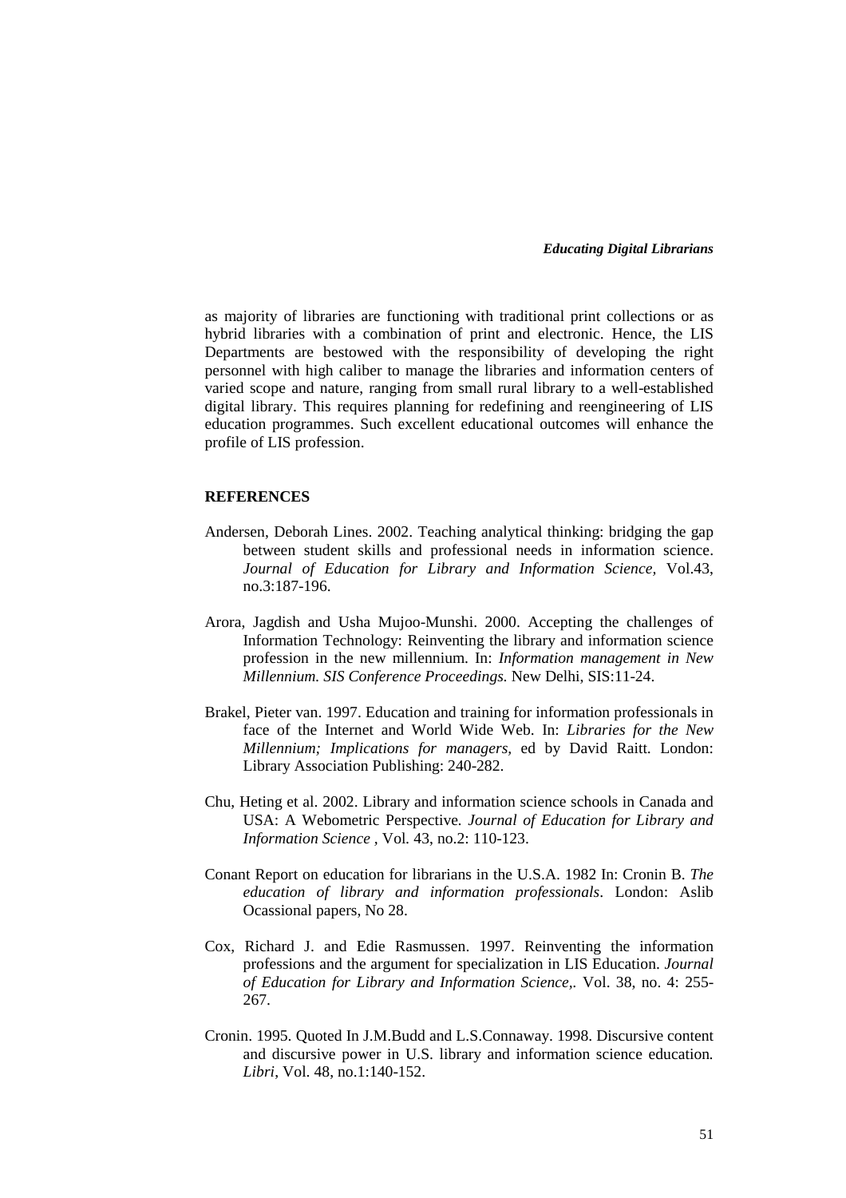as majority of libraries are functioning with traditional print collections or as hybrid libraries with a combination of print and electronic. Hence, the LIS Departments are bestowed with the responsibility of developing the right personnel with high caliber to manage the libraries and information centers of varied scope and nature, ranging from small rural library to a well-established digital library. This requires planning for redefining and reengineering of LIS education programmes. Such excellent educational outcomes will enhance the profile of LIS profession.

## REFERENCES

Andersen, Deborah Lines. 2002. Teaching analytical thinking: bridging the gap between student skills and professional needs in information science. *Journal of Education for Library and Information Science,* Vol.43, no.3:187-196.

Arora, Jagdish and Usha Mujoo-Munshi. 2000. Accepting the challenges of Information Technology: Reinventing the library and information science profession in the new millennium. In: *Information management in New Millennium. SIS Conference Proceedings.* New Delhi, SIS:11-24.

Brakel, Pieter van. 1997. Education and training for information professionals in face of the Internet and World Wide Web. In: *Libraries for the New Millennium; Implications for managers,* ed by David Raitt. London: Library Association Publishing: 240-282.

Chu, Heting et al. 2002. Library and information science schools in Canada and USA: A Webometric Perspective. *Journal of Education for Library and Information Science ,* Vol. 43, no.2: 110-123.

Conant Report on education for librarians in the U.S.A. 1982 In: Cronin B. *The education of library and information professionals*. London: Aslib Ocassional papers, No 28.

Cox, Richard J. and Edie Rasmussen. 1997. Reinventing the information professions and the argument for specialization in LIS Education. *Journal of Education for Library and Information Science,*. Vol. 38, no. 4: 255-267.

Cronin. 1995. Quoted In J.M.Budd and L.S.Connaway. 1998. Discursive content and discursive power in U.S. library and information science education. *Libri*, Vol. 48, no.1:140-152.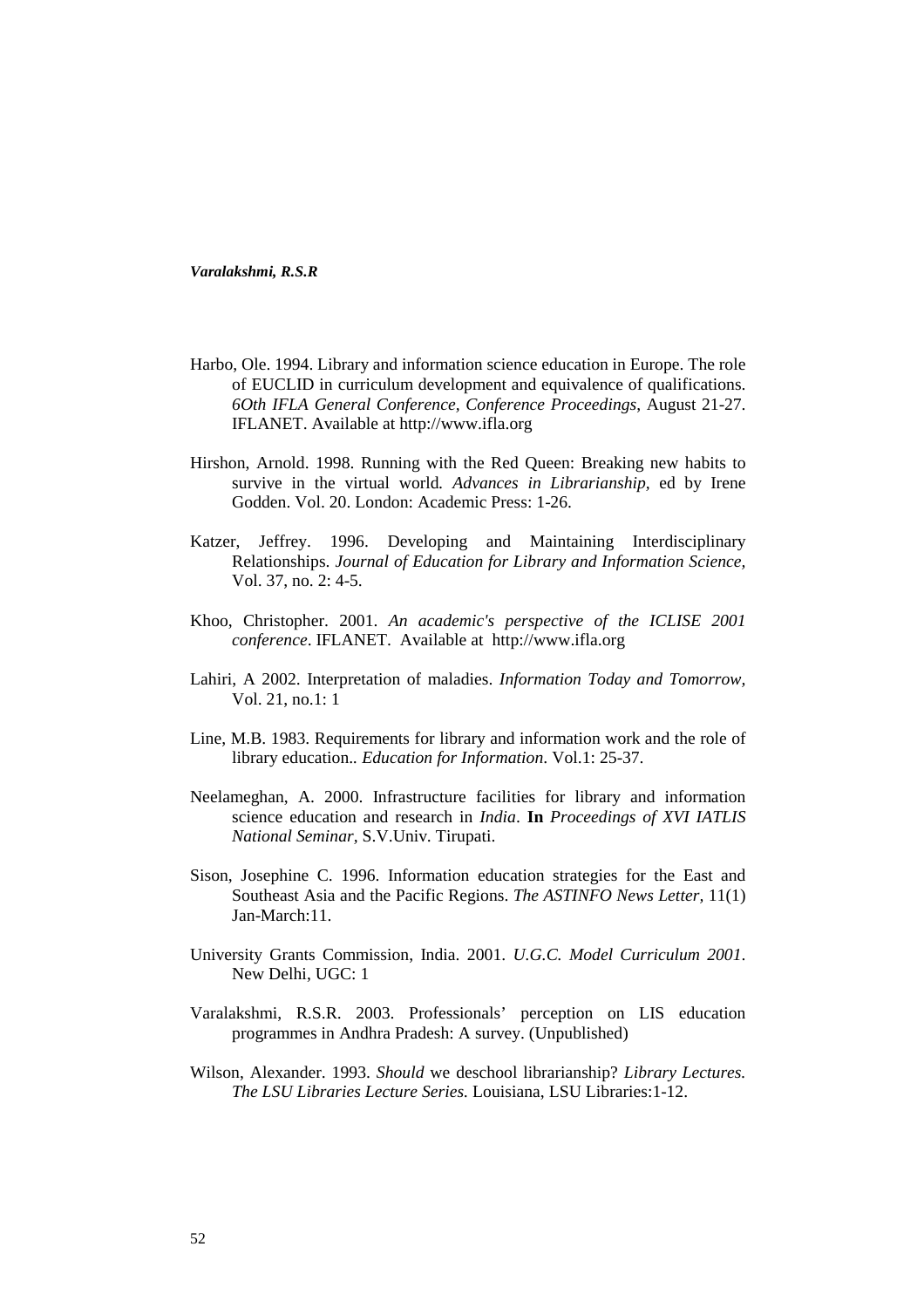Harbo, Ole. 1994. Library and information science education in Europe. The role of EUCLID in curriculum development and equivalence of qualifications. *6Oth IFLA General Conference, Conference Proceedings*, August 21-27. IFLANET. Available at http://www.ifla.org

Hirshon, Arnold. 1998. Running with the Red Queen: Breaking new habits to survive in the virtual world. *Advances in Librarianship,* ed by Irene Godden. Vol. 20. London: Academic Press: 1-26.

Katzer, Jeffrey. 1996. Developing and Maintaining Interdisciplinary Relationships. *Journal of Education for Library and Information Science,* Vol. 37, no. 2: 4-5.

Khoo, Christopher. 2001. *An academic's perspective of the ICLISE 2001 conference*. IFLANET. Available at http://www.ifla.org

Lahiri, A 2002. Interpretation of maladies. *Information Today and Tomorrow,* Vol. 21, no.1: 1

Line, M.B. 1983. Requirements for library and information work and the role of library education.. *Education for Information*. Vol.1: 25-37.

Neelameghan, A. 2000. Infrastructure facilities for library and information science education and research in *India*. **In** *Proceedings of XVI IATLIS National Seminar*, S.V.Univ. Tirupati.

Sison, Josephine C. 1996. Information education strategies for the East and Southeast Asia and the Pacific Regions. *The ASTINFO News Letter,* 11(1) Jan-March:11.

University Grants Commission, India. 2001. *U.G.C. Model Curriculum 2001*. New Delhi, UGC: 1

Varalakshmi, R.S.R. 2003. Professionals' perception on LIS education programmes in Andhra Pradesh: A survey. (Unpublished)

Wilson, Alexander. 1993. *Should* we deschool librarianship? *Library Lectures. The LSU Libraries Lecture Series.* Louisiana, LSU Libraries:1-12.